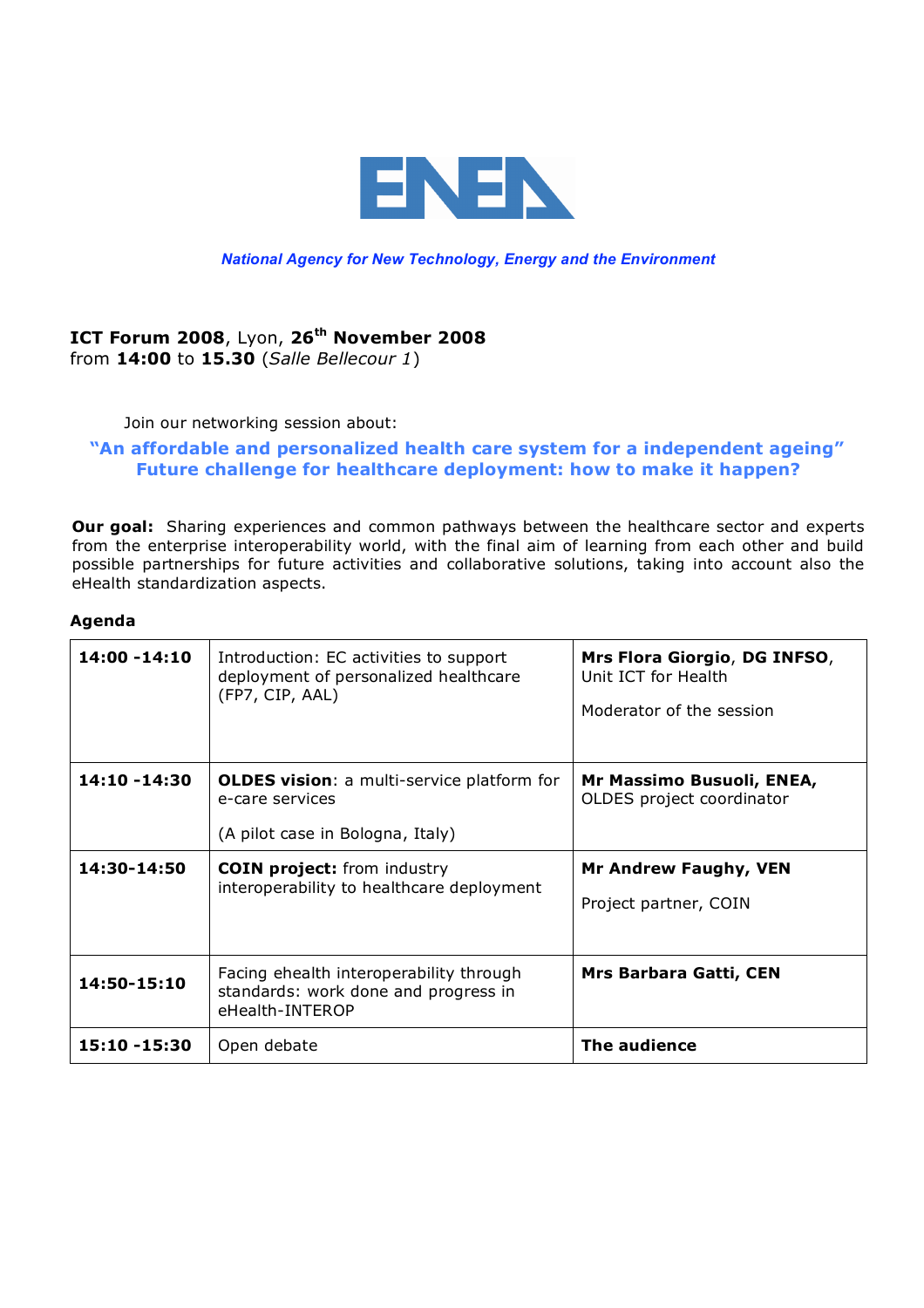ENEA

*National Agency for New Technology, Energy and the Environment*

**ICT Forum 2008**, Lyon, **26th November 2008**
from **14:00** to **15.30** (*Salle Bellecour 1*)

Join our networking session about:

**"An affordable and personalized health care system for a independent ageing"**
**Future challenge for healthcare deployment: how to make it happen?**

**Our goal:** Sharing experiences and common pathways between the healthcare sector and experts from the enterprise interoperability world, with the final aim of learning from each other and build possible partnerships for future activities and collaborative solutions, taking into account also the eHealth standardization aspects.

**Agenda**

| | | |
|---|---|---|
| **14:00 -14:10** | Introduction: EC activities to support deployment of personalized healthcare (FP7, CIP, AAL) | **Mrs Flora Giorgio**, **DG INFSO**, Unit ICT for Health<br><br>Moderator of the session |
| **14:10 -14:30** | **OLDES vision**: a multi-service platform for e-care services<br><br>(A pilot case in Bologna, Italy) | **Mr Massimo Busuoli, ENEA,** OLDES project coordinator |
| **14:30-14:50** | **COIN project:** from industry interoperability to healthcare deployment | **Mr Andrew Faughy, VEN**<br><br>Project partner, COIN |
| **14:50-15:10** | Facing ehealth interoperability through standards: work done and progress in eHealth-INTEROP | **Mrs Barbara Gatti, CEN** |
| **15:10 -15:30** | Open debate | **The audience** |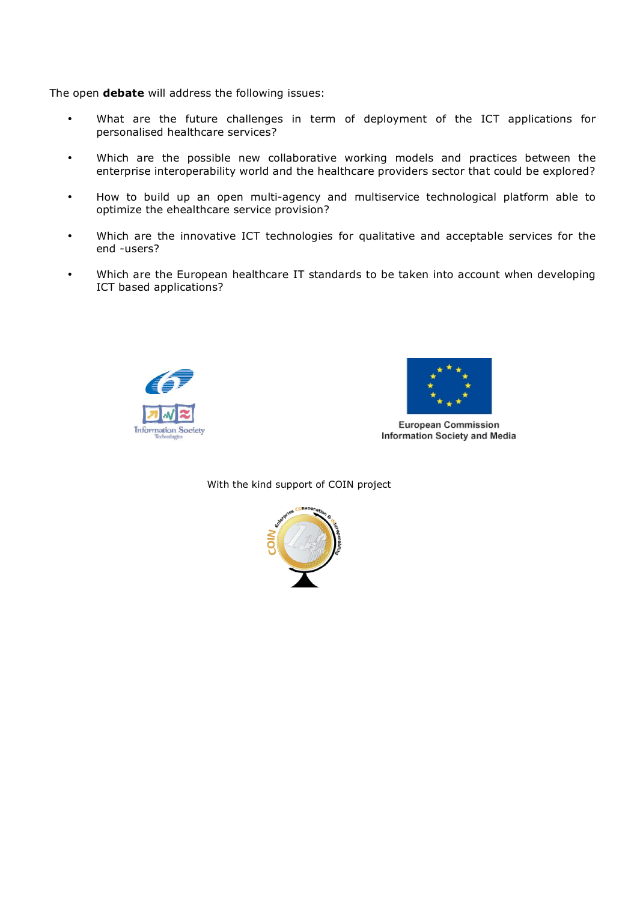The open **debate** will address the following issues:

- What are the future challenges in term of deployment of the ICT applications for personalised healthcare services?
- Which are the possible new collaborative working models and practices between the enterprise interoperability world and the healthcare providers sector that could be explored?
- How to build up an open multi-agency and multiservice technological platform able to optimize the ehealthcare service provision?
- Which are the innovative ICT technologies for qualitative and acceptable services for the end -users?
- Which are the European healthcare IT standards to be taken into account when developing ICT based applications?

Information Society Technologies

European Commission
Information Society and Media

With the kind support of COIN project